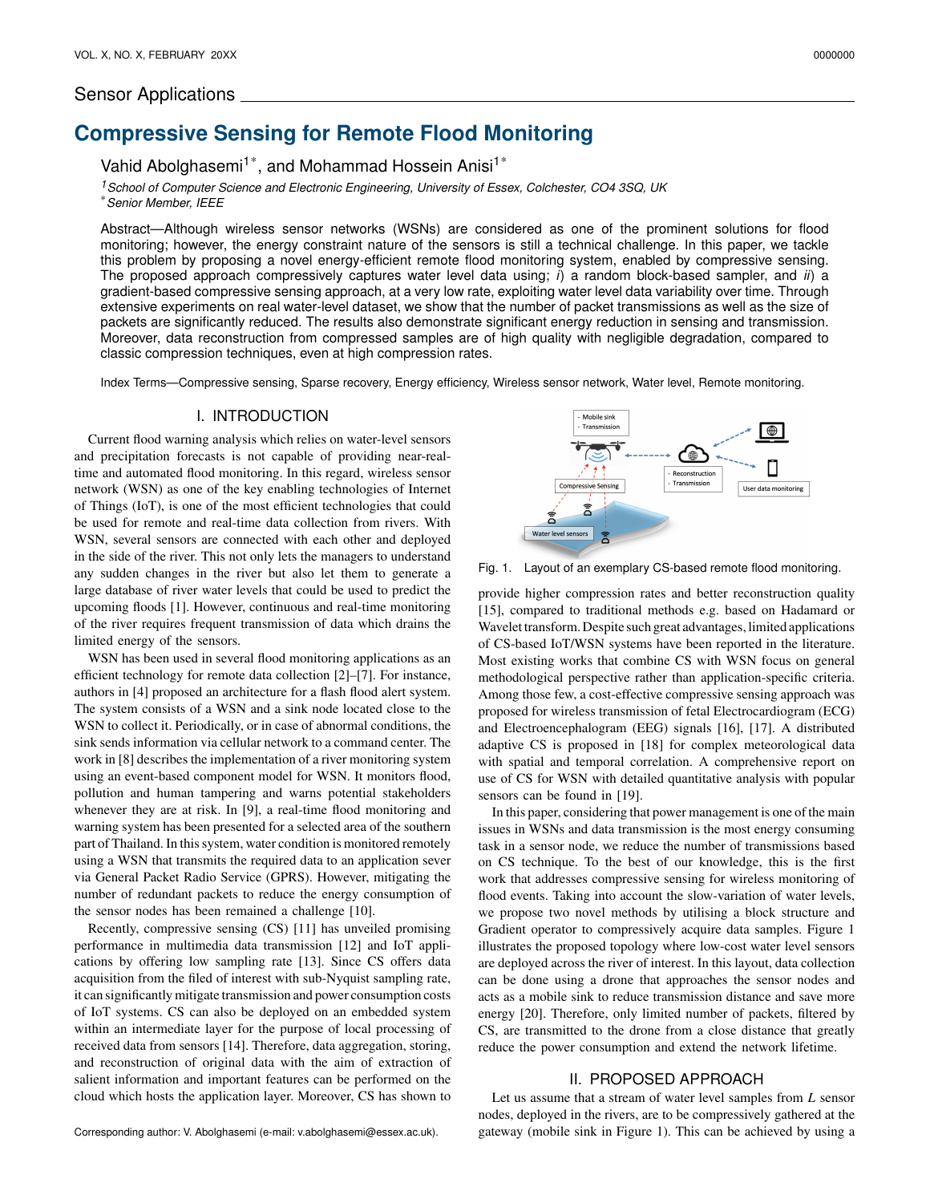Sensor Applications

# Compressive Sensing for Remote Flood Monitoring

Vahid Abolghasemi[1*], and Mohammad Hossein Anisi[1*]

[1] *School of Computer Science and Electronic Engineering, University of Essex, Colchester, CO4 3SQ, UK*
[*] *Senior Member, IEEE*

Abstract—Although wireless sensor networks (WSNs) are considered as one of the prominent solutions for flood monitoring; however, the energy constraint nature of the sensors is still a technical challenge. In this paper, we tackle this problem by proposing a novel energy-efficient remote flood monitoring system, enabled by compressive sensing. The proposed approach compressively captures water level data using; *i*) a random block-based sampler, and *ii*) a gradient-based compressive sensing approach, at a very low rate, exploiting water level data variability over time. Through extensive experiments on real water-level dataset, we show that the number of packet transmissions as well as the size of packets are significantly reduced. The results also demonstrate significant energy reduction in sensing and transmission. Moreover, data reconstruction from compressed samples are of high quality with negligible degradation, compared to classic compression techniques, even at high compression rates.

Index Terms—Compressive sensing, Sparse recovery, Energy efficiency, Wireless sensor network, Water level, Remote monitoring.

## I. INTRODUCTION

Current flood warning analysis which relies on water-level sensors and precipitation forecasts is not capable of providing near-real-time and automated flood monitoring. In this regard, wireless sensor network (WSN) as one of the key enabling technologies of Internet of Things (IoT), is one of the most efficient technologies that could be used for remote and real-time data collection from rivers. With WSN, several sensors are connected with each other and deployed in the side of the river. This not only lets the managers to understand any sudden changes in the river but also let them to generate a large database of river water levels that could be used to predict the upcoming floods [1]. However, continuous and real-time monitoring of the river requires frequent transmission of data which drains the limited energy of the sensors.

WSN has been used in several flood monitoring applications as an efficient technology for remote data collection [2]–[7]. For instance, authors in [4] proposed an architecture for a flash flood alert system. The system consists of a WSN and a sink node located close to the WSN to collect it. Periodically, or in case of abnormal conditions, the sink sends information via cellular network to a command center. The work in [8] describes the implementation of a river monitoring system using an event-based component model for WSN. It monitors flood, pollution and human tampering and warns potential stakeholders whenever they are at risk. In [9], a real-time flood monitoring and warning system has been presented for a selected area of the southern part of Thailand. In this system, water condition is monitored remotely using a WSN that transmits the required data to an application sever via General Packet Radio Service (GPRS). However, mitigating the number of redundant packets to reduce the energy consumption of the sensor nodes has been remained a challenge [10].

Recently, compressive sensing (CS) [11] has unveiled promising performance in multimedia data transmission [12] and IoT applications by offering low sampling rate [13]. Since CS offers data acquisition from the filed of interest with sub-Nyquist sampling rate, it can significantly mitigate transmission and power consumption costs of IoT systems. CS can also be deployed on an embedded system within an intermediate layer for the purpose of local processing of received data from sensors [14]. Therefore, data aggregation, storing, and reconstruction of original data with the aim of extraction of salient information and important features can be performed on the cloud which hosts the application layer. Moreover, CS has shown to provide higher compression rates and better reconstruction quality [15], compared to traditional methods e.g. based on Hadamard or Wavelet transform. Despite such great advantages, limited applications of CS-based IoT/WSN systems have been reported in the literature. Most existing works that combine CS with WSN focus on general methodological perspective rather than application-specific criteria. Among those few, a cost-effective compressive sensing approach was proposed for wireless transmission of fetal Electrocardiogram (ECG) and Electroencephalogram (EEG) signals [16], [17]. A distributed adaptive CS is proposed in [18] for complex meteorological data with spatial and temporal correlation. A comprehensive report on use of CS for WSN with detailed quantitative analysis with popular sensors can be found in [19].

Fig. 1. Layout of an exemplary CS-based remote flood monitoring.

In this paper, considering that power management is one of the main issues in WSNs and data transmission is the most energy consuming task in a sensor node, we reduce the number of transmissions based on CS technique. To the best of our knowledge, this is the first work that addresses compressive sensing for wireless monitoring of flood events. Taking into account the slow-variation of water levels, we propose two novel methods by utilising a block structure and Gradient operator to compressively acquire data samples. Figure 1 illustrates the proposed topology where low-cost water level sensors are deployed across the river of interest. In this layout, data collection can be done using a drone that approaches the sensor nodes and acts as a mobile sink to reduce transmission distance and save more energy [20]. Therefore, only limited number of packets, filtered by CS, are transmitted to the drone from a close distance that greatly reduce the power consumption and extend the network lifetime.

## II. PROPOSED APPROACH

Let us assume that a stream of water level samples from $L$ sensor nodes, deployed in the rivers, are to be compressively gathered at the gateway (mobile sink in Figure 1). This can be achieved by using a

Corresponding author: V. Abolghasemi (e-mail: v.abolghasemi@essex.ac.uk).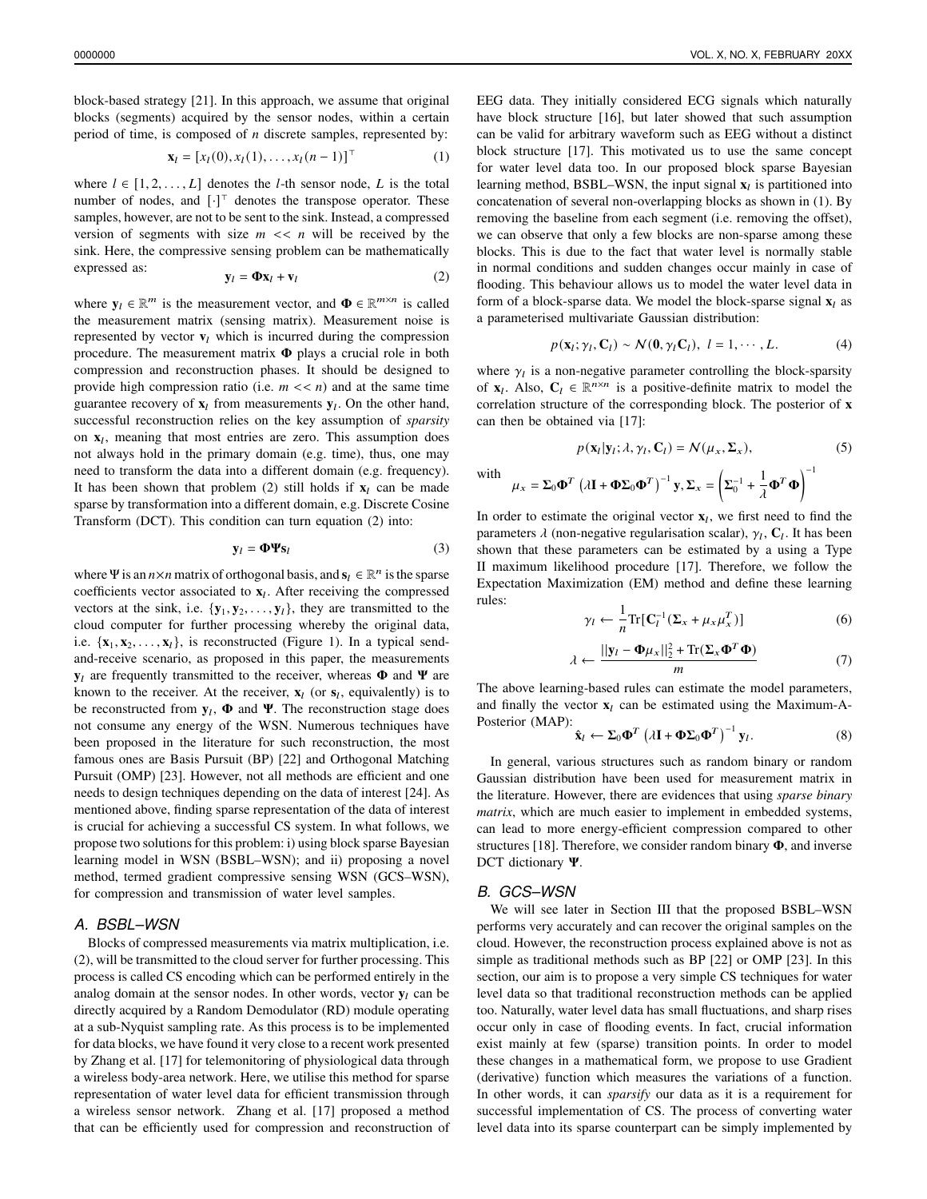block-based strategy [21]. In this approach, we assume that original blocks (segments) acquired by the sensor nodes, within a certain period of time, is composed of $n$ discrete samples, represented by:

$$\mathbf{x}_l = [x_l(0), x_l(1), \ldots, x_l(n-1)]^\top \tag{1}$$

where $l \in [1, 2, \ldots, L]$ denotes the $l$-th sensor node, $L$ is the total number of nodes, and $[\cdot]^\top$ denotes the transpose operator. These samples, however, are not to be sent to the sink. Instead, a compressed version of segments with size $m << n$ will be received by the sink. Here, the compressive sensing problem can be mathematically expressed as:

$$\mathbf{y}_l = \mathbf{\Phi}\mathbf{x}_l + \mathbf{v}_l \tag{2}$$

where $\mathbf{y}_l \in \mathbb{R}^m$ is the measurement vector, and $\mathbf{\Phi} \in \mathbb{R}^{m\times n}$ is called the measurement matrix (sensing matrix). Measurement noise is represented by vector $\mathbf{v}_l$ which is incurred during the compression procedure. The measurement matrix $\mathbf{\Phi}$ plays a crucial role in both compression and reconstruction phases. It should be designed to provide high compression ratio (i.e. $m << n$) and at the same time guarantee recovery of $\mathbf{x}_l$ from measurements $\mathbf{y}_l$. On the other hand, successful reconstruction relies on the key assumption of *sparsity* on $\mathbf{x}_l$, meaning that most entries are zero. This assumption does not always hold in the primary domain (e.g. time), thus, one may need to transform the data into a different domain (e.g. frequency). It has been shown that problem (2) still holds if $\mathbf{x}_l$ can be made sparse by transformation into a different domain, e.g. Discrete Cosine Transform (DCT). This condition can turn equation (2) into:

$$\mathbf{y}_l = \mathbf{\Phi}\mathbf{\Psi}\mathbf{s}_l \tag{3}$$

where $\Psi$ is an $n\times n$ matrix of orthogonal basis, and $\mathbf{s}_l \in \mathbb{R}^n$ is the sparse coefficients vector associated to $\mathbf{x}_l$. After receiving the compressed vectors at the sink, i.e. $\{\mathbf{y}_1, \mathbf{y}_2, \ldots, \mathbf{y}_l\}$, they are transmitted to the cloud computer for further processing whereby the original data, i.e. $\{\mathbf{x}_1, \mathbf{x}_2, \ldots, \mathbf{x}_l\}$, is reconstructed (Figure 1). In a typical send-and-receive scenario, as proposed in this paper, the measurements $\mathbf{y}_l$ are frequently transmitted to the receiver, whereas $\mathbf{\Phi}$ and $\mathbf{\Psi}$ are known to the receiver. At the receiver, $\mathbf{x}_l$ (or $\mathbf{s}_l$, equivalently) is to be reconstructed from $\mathbf{y}_l$, $\mathbf{\Phi}$ and $\mathbf{\Psi}$. The reconstruction stage does not consume any energy of the WSN. Numerous techniques have been proposed in the literature for such reconstruction, the most famous ones are Basis Pursuit (BP) [22] and Orthogonal Matching Pursuit (OMP) [23]. However, not all methods are efficient and one needs to design techniques depending on the data of interest [24]. As mentioned above, finding sparse representation of the data of interest is crucial for achieving a successful CS system. In what follows, we propose two solutions for this problem: i) using block sparse Bayesian learning model in WSN (BSBL–WSN); and ii) proposing a novel method, termed gradient compressive sensing WSN (GCS–WSN), for compression and transmission of water level samples.

### A. BSBL–WSN

Blocks of compressed measurements via matrix multiplication, i.e. (2), will be transmitted to the cloud server for further processing. This process is called CS encoding which can be performed entirely in the analog domain at the sensor nodes. In other words, vector $\mathbf{y}_l$ can be directly acquired by a Random Demodulator (RD) module operating at a sub-Nyquist sampling rate. As this process is to be implemented for data blocks, we have found it very close to a recent work presented by Zhang et al. [17] for telemonitoring of physiological data through a wireless body-area network. Here, we utilise this method for sparse representation of water level data for efficient transmission through a wireless sensor network. Zhang et al. [17] proposed a method that can be efficiently used for compression and reconstruction of EEG data. They initially considered ECG signals which naturally have block structure [16], but later showed that such assumption can be valid for arbitrary waveform such as EEG without a distinct block structure [17]. This motivated us to use the same concept for water level data too. In our proposed block sparse Bayesian learning method, BSBL–WSN, the input signal $\mathbf{x}_l$ is partitioned into concatenation of several non-overlapping blocks as shown in (1). By removing the baseline from each segment (i.e. removing the offset), we can observe that only a few blocks are non-sparse among these blocks. This is due to the fact that water level is normally stable in normal conditions and sudden changes occur mainly in case of flooding. This behaviour allows us to model the water level data in form of a block-sparse data. We model the block-sparse signal $\mathbf{x}_l$ as a parameterised multivariate Gaussian distribution:

$$p(\mathbf{x}_l; \gamma_l, \mathbf{C}_l) \sim \mathcal{N}(\mathbf{0}, \gamma_l \mathbf{C}_l), \ \ l = 1, \cdots, L. \tag{4}$$

where $\gamma_l$ is a non-negative parameter controlling the block-sparsity of $\mathbf{x}_l$. Also, $\mathbf{C}_l \in \mathbb{R}^{n\times n}$ is a positive-definite matrix to model the correlation structure of the corresponding block. The posterior of $\mathbf{x}$ can then be obtained via [17]:

$$p(\mathbf{x}_l|\mathbf{y}_l; \lambda, \gamma_l, \mathbf{C}_l) = \mathcal{N}(\mu_x, \mathbf{\Sigma}_x), \tag{5}$$

with
$$\mu_x = \mathbf{\Sigma}_0\mathbf{\Phi}^T \left(\lambda\mathbf{I} + \mathbf{\Phi}\mathbf{\Sigma}_0\mathbf{\Phi}^T\right)^{-1}\mathbf{y}, \mathbf{\Sigma}_x = \left(\mathbf{\Sigma}_0^{-1} + \frac{1}{\lambda}\mathbf{\Phi}^T\mathbf{\Phi}\right)^{-1}$$

In order to estimate the original vector $\mathbf{x}_l$, we first need to find the parameters $\lambda$ (non-negative regularisation scalar), $\gamma_l$, $\mathbf{C}_l$. It has been shown that these parameters can be estimated by a using a Type II maximum likelihood procedure [17]. Therefore, we follow the Expectation Maximization (EM) method and define these learning rules:

$$\gamma_l \leftarrow \frac{1}{n}\mathrm{Tr}[\mathbf{C}_l^{-1}(\mathbf{\Sigma}_x + \mu_x\mu_x^T)] \tag{6}$$

$$\lambda \leftarrow \frac{||\mathbf{y}_l - \mathbf{\Phi}\mu_x||_2^2 + \mathrm{Tr}(\mathbf{\Sigma}_x\mathbf{\Phi}^T\mathbf{\Phi})}{m} \tag{7}$$

The above learning-based rules can estimate the model parameters, and finally the vector $\mathbf{x}_l$ can be estimated using the Maximum-A-Posterior (MAP):

$$\hat{\mathbf{x}}_l \leftarrow \mathbf{\Sigma}_0\mathbf{\Phi}^T \left(\lambda\mathbf{I} + \mathbf{\Phi}\mathbf{\Sigma}_0\mathbf{\Phi}^T\right)^{-1}\mathbf{y}_l. \tag{8}$$

In general, various structures such as random binary or random Gaussian distribution have been used for measurement matrix in the literature. However, there are evidences that using *sparse binary matrix*, which are much easier to implement in embedded systems, can lead to more energy-efficient compression compared to other structures [18]. Therefore, we consider random binary $\mathbf{\Phi}$, and inverse DCT dictionary $\mathbf{\Psi}$.

### B. GCS–WSN

We will see later in Section III that the proposed BSBL–WSN performs very accurately and can recover the original samples on the cloud. However, the reconstruction process explained above is not as simple as traditional methods such as BP [22] or OMP [23]. In this section, our aim is to propose a very simple CS techniques for water level data so that traditional reconstruction methods can be applied too. Naturally, water level data has small fluctuations, and sharp rises occur only in case of flooding events. In fact, crucial information exist mainly at few (sparse) transition points. In order to model these changes in a mathematical form, we propose to use Gradient (derivative) function which measures the variations of a function. In other words, it can *sparsify* our data as it is a requirement for successful implementation of CS. The process of converting water level data into its sparse counterpart can be simply implemented by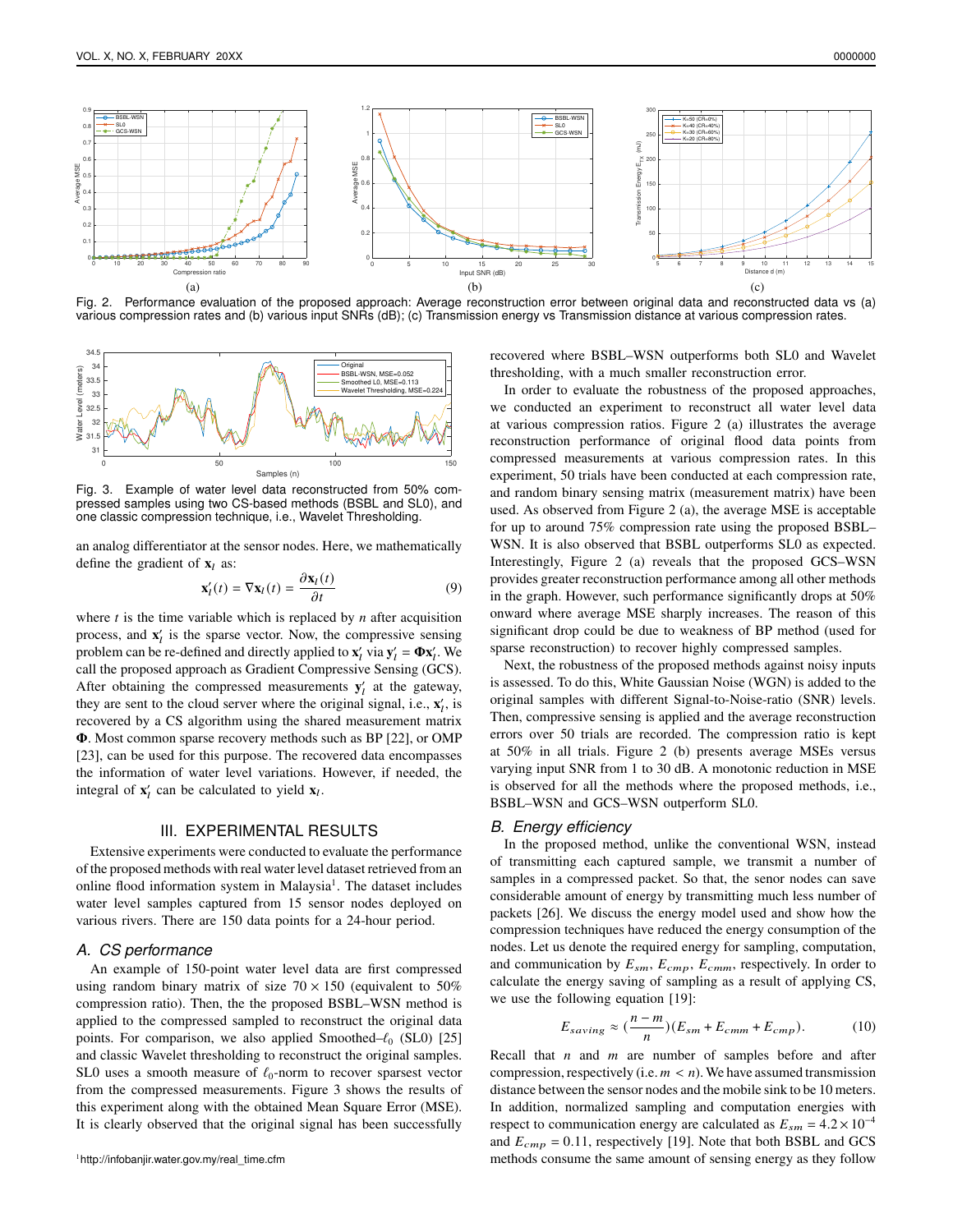Fig. 2. Performance evaluation of the proposed approach: Average reconstruction error between original data and reconstructed data vs (a) various compression rates and (b) various input SNRs (dB); (c) Transmission energy vs Transmission distance at various compression rates.

Fig. 3. Example of water level data reconstructed from 50% compressed samples using two CS-based methods (BSBL and SL0), and one classic compression technique, i.e., Wavelet Thresholding.

an analog differentiator at the sensor nodes. Here, we mathematically define the gradient of $\mathbf{x}_l$ as:

$$\mathbf{x}_l'(t) = \nabla\mathbf{x}_l(t) = \frac{\partial\mathbf{x}_l(t)}{\partial t} \tag{9}$$

where $t$ is the time variable which is replaced by $n$ after acquisition process, and $\mathbf{x}_l'$ is the sparse vector. Now, the compressive sensing problem can be re-defined and directly applied to $\mathbf{x}_l'$ via $\mathbf{y}_l' = \mathbf{\Phi}\mathbf{x}_l'$. We call the proposed approach as Gradient Compressive Sensing (GCS). After obtaining the compressed measurements $\mathbf{y}_l'$ at the gateway, they are sent to the cloud server where the original signal, i.e., $\mathbf{x}_l'$, is recovered by a CS algorithm using the shared measurement matrix $\mathbf{\Phi}$. Most common sparse recovery methods such as BP [22], or OMP [23], can be used for this purpose. The recovered data encompasses the information of water level variations. However, if needed, the integral of $\mathbf{x}_l'$ can be calculated to yield $\mathbf{x}_l$.

## III. EXPERIMENTAL RESULTS

Extensive experiments were conducted to evaluate the performance of the proposed methods with real water level dataset retrieved from an online flood information system in Malaysia[1]. The dataset includes water level samples captured from 15 sensor nodes deployed on various rivers. There are 150 data points for a 24-hour period.

### A. CS performance

An example of 150-point water level data are first compressed using random binary matrix of size $70 \times 150$ (equivalent to 50% compression ratio). Then, the the proposed BSBL–WSN method is applied to the compressed sampled to reconstruct the original data points. For comparison, we also applied Smoothed–$\ell_0$ (SL0) [25] and classic Wavelet thresholding to reconstruct the original samples. SL0 uses a smooth measure of $\ell_0$-norm to recover sparsest vector from the compressed measurements. Figure 3 shows the results of this experiment along with the obtained Mean Square Error (MSE). It is clearly observed that the original signal has been successfully recovered where BSBL–WSN outperforms both SL0 and Wavelet thresholding, with a much smaller reconstruction error.

In order to evaluate the robustness of the proposed approaches, we conducted an experiment to reconstruct all water level data at various compression ratios. Figure 2 (a) illustrates the average reconstruction performance of original flood data points from compressed measurements at various compression rates. In this experiment, 50 trials have been conducted at each compression rate, and random binary sensing matrix (measurement matrix) have been used. As observed from Figure 2 (a), the average MSE is acceptable for up to around 75% compression rate using the proposed BSBL–WSN. It is also observed that BSBL outperforms SL0 as expected. Interestingly, Figure 2 (a) reveals that the proposed GCS–WSN provides greater reconstruction performance among all other methods in the graph. However, such performance significantly drops at 50% onward where average MSE sharply increases. The reason of this significant drop could be due to weakness of BP method (used for sparse reconstruction) to recover highly compressed samples.

Next, the robustness of the proposed methods against noisy inputs is assessed. To do this, White Gaussian Noise (WGN) is added to the original samples with different Signal-to-Noise-ratio (SNR) levels. Then, compressive sensing is applied and the average reconstruction errors over 50 trials are recorded. The compression ratio is kept at 50% in all trials. Figure 2 (b) presents average MSEs versus varying input SNR from 1 to 30 dB. A monotonic reduction in MSE is observed for all the methods where the proposed methods, i.e., BSBL–WSN and GCS–WSN outperform SL0.

### B. Energy efficiency

In the proposed method, unlike the conventional WSN, instead of transmitting each captured sample, we transmit a number of samples in a compressed packet. So that, the senor nodes can save considerable amount of energy by transmitting much less number of packets [26]. We discuss the energy model used and show how the compression techniques have reduced the energy consumption of the nodes. Let us denote the required energy for sampling, computation, and communication by $E_{sm}$, $E_{cmp}$, $E_{cmm}$, respectively. In order to calculate the energy saving of sampling as a result of applying CS, we use the following equation [19]:

$$E_{saving} \approx \left(\frac{n-m}{n}\right)(E_{sm} + E_{cmm} + E_{cmp}). \tag{10}$$

Recall that $n$ and $m$ are number of samples before and after compression, respectively (i.e. $m < n$). We have assumed transmission distance between the sensor nodes and the mobile sink to be 10 meters. In addition, normalized sampling and computation energies with respect to communication energy are calculated as $E_{sm} = 4.2 \times 10^{-4}$ and $E_{cmp} = 0.11$, respectively [19]. Note that both BSBL and GCS methods consume the same amount of sensing energy as they follow

[1] http://infobanjir.water.gov.my/real_time.cfm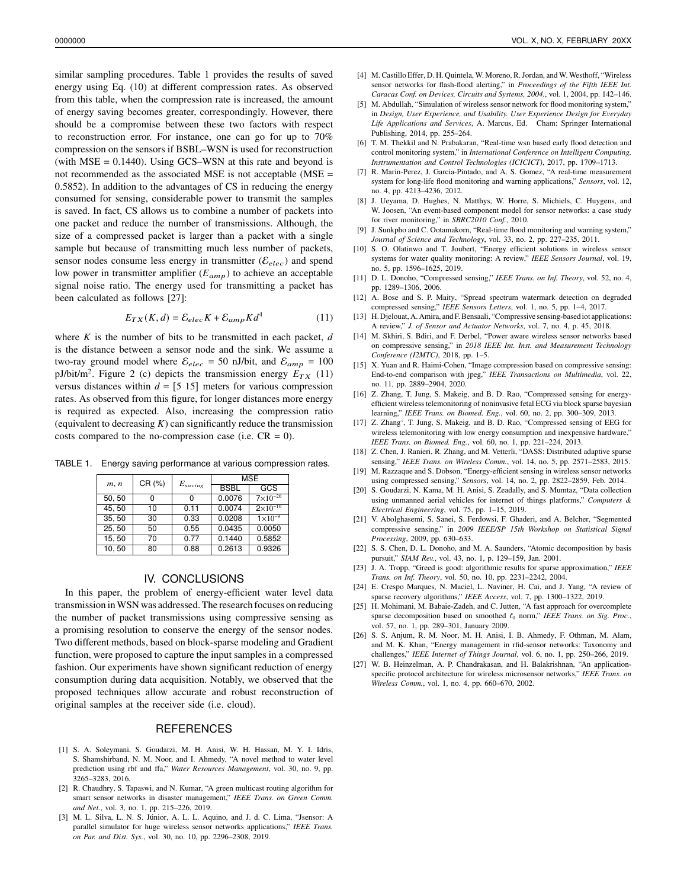similar sampling procedures. Table 1 provides the results of saved energy using Eq. (10) at different compression rates. As observed from this table, when the compression rate is increased, the amount of energy saving becomes greater, correspondingly. However, there should be a compromise between these two factors with respect to reconstruction error. For instance, one can go for up to 70% compression on the sensors if BSBL–WSN is used for reconstruction (with MSE = 0.1440). Using GCS–WSN at this rate and beyond is not recommended as the associated MSE is not acceptable (MSE = 0.5852). In addition to the advantages of CS in reducing the energy consumed for sensing, considerable power to transmit the samples is saved. In fact, CS allows us to combine a number of packets into one packet and reduce the number of transmissions. Although, the size of a compressed packet is larger than a packet with a single sample but because of transmitting much less number of packets, sensor nodes consume less energy in transmitter ($\mathcal{E}_{elec}$) and spend low power in transmitter amplifier ($E_{amp}$) to achieve an acceptable signal noise ratio. The energy used for transmitting a packet has been calculated as follows [27]:

$$E_{TX}(K, d) = \mathcal{E}_{elec}K + \mathcal{E}_{amp}Kd^4 \tag{11}$$

where $K$ is the number of bits to be transmitted in each packet, $d$ is the distance between a sensor node and the sink. We assume a two-ray ground model where $\mathcal{E}_{elec}$ = 50 nJ/bit, and $\mathcal{E}_{amp}$ = 100 pJ/bit/m$^2$. Figure 2 (c) depicts the transmission energy $E_{TX}$ (11) versus distances within $d$ = [5 15] meters for various compression rates. As observed from this figure, for longer distances more energy is required as expected. Also, increasing the compression ratio (equivalent to decreasing $K$) can significantly reduce the transmission costs compared to the no-compression case (i.e. CR = 0).

TABLE 1. Energy saving performance at various compression rates.

| $m, n$ | CR (%) | $E_{saving}$ | MSE | |
|---|---|---|---|---|
| | | | BSBL | GCS |
| 50, 50 | 0 | 0 | 0.0076 | $7\times10^{-20}$ |
| 45, 50 | 10 | 0.11 | 0.0074 | $2\times10^{-10}$ |
| 35, 50 | 30 | 0.33 | 0.0208 | $1\times10^{-9}$ |
| 25, 50 | 50 | 0.55 | 0.0435 | 0.0050 |
| 15, 50 | 70 | 0.77 | 0.1440 | 0.5852 |
| 10, 50 | 80 | 0.88 | 0.2613 | 0.9326 |

## IV. CONCLUSIONS

In this paper, the problem of energy-efficient water level data transmission in WSN was addressed. The research focuses on reducing the number of packet transmissions using compressive sensing as a promising resolution to conserve the energy of the sensor nodes. Two different methods, based on block-sparse modeling and Gradient function, were proposed to capture the input samples in a compressed fashion. Our experiments have shown significant reduction of energy consumption during data acquisition. Notably, we observed that the proposed techniques allow accurate and robust reconstruction of original samples at the receiver side (i.e. cloud).

## REFERENCES

[1] S. A. Soleymani, S. Goudarzi, M. H. Anisi, W. H. Hassan, M. Y. I. Idris, S. Shamshirband, N. M. Noor, and I. Ahmedy, "A novel method to water level prediction using rbf and ffa," *Water Resources Management*, vol. 30, no. 9, pp. 3265–3283, 2016.

[2] R. Chaudhry, S. Tapaswi, and N. Kumar, "A green multicast routing algorithm for smart sensor networks in disaster management," *IEEE Trans. on Green Comm. and Net.*, vol. 3, no. 1, pp. 215–226, 2019.

[3] M. L. Silva, L. N. S. Júnior, A. L. L. Aquino, and J. d. C. Lima, "Jsensor: A parallel simulator for huge wireless sensor networks applications," *IEEE Trans. on Par. and Dist. Sys.*, vol. 30, no. 10, pp. 2296–2308, 2019.

[4] M. Castillo Effer, D. H. Quintela, W. Moreno, R. Jordan, and W. Westhoff, "Wireless sensor networks for flash-flood alerting," in *Proceedings of the Fifth IEEE Int. Caracas Conf. on Devices, Circuits and Systems, 2004.*, vol. 1, 2004, pp. 142–146.

[5] M. Abdullah, "Simulation of wireless sensor network for flood monitoring system," in *Design, User Experience, and Usability. User Experience Design for Everyday Life Applications and Services*, A. Marcus, Ed. Cham: Springer International Publishing, 2014, pp. 255–264.

[6] T. M. Thekkil and N. Prabakaran, "Real-time wsn based early flood detection and control monitoring system," in *International Conference on Intelligent Computing, Instrumentation and Control Technologies (ICICICT)*, 2017, pp. 1709–1713.

[7] R. Marin-Perez, J. Garcia-Pintado, and A. S. Gomez, "A real-time measurement system for long-life flood monitoring and warning applications," *Sensors*, vol. 12, no. 4, pp. 4213–4236, 2012.

[8] J. Ueyama, D. Hughes, N. Matthys, W. Horre, S. Michiels, C. Huygens, and W. Joosen, "An event-based component model for sensor networks: a case study for river monitoring," in *SBRC2010 Conf.*, 2010.

[9] J. Sunkpho and C. Ootamakorn, "Real-time flood monitoring and warning system," *Journal of Science and Technology*, vol. 33, no. 2, pp. 227–235, 2011.

[10] S. O. Olatinwo and T. Joubert, "Energy efficient solutions in wireless sensor systems for water quality monitoring: A review," *IEEE Sensors Journal*, vol. 19, no. 5, pp. 1596–1625, 2019.

[11] D. L. Donoho, "Compressed sensing," *IEEE Trans. on Inf. Theory*, vol. 52, no. 4, pp. 1289–1306, 2006.

[12] A. Bose and S. P. Maity, "Spread spectrum watermark detection on degraded compressed sensing," *IEEE Sensors Letters*, vol. 1, no. 5, pp. 1–4, 2017.

[13] H. Djelouat, A. Amira, and F. Bensaali, "Compressive sensing-based iot applications: A review," *J. of Sensor and Actuator Networks*, vol. 7, no. 4, p. 45, 2018.

[14] M. Skhiri, S. Bdiri, and F. Derbel, "Power aware wireless sensor networks based on compressive sensing," in *2018 IEEE Int. Inst. and Measurement Technology Conference (I2MTC)*, 2018, pp. 1–5.

[15] X. Yuan and R. Haimi-Cohen, "Image compression based on compressive sensing: End-to-end comparison with jpeg," *IEEE Transactions on Multimedia*, vol. 22, no. 11, pp. 2889–2904, 2020.

[16] Z. Zhang, T. Jung, S. Makeig, and B. D. Rao, "Compressed sensing for energy-efficient wireless telemonitoring of noninvasive fetal ECG via block sparse bayesian learning," *IEEE Trans. on Biomed. Eng.*, vol. 60, no. 2, pp. 300–309, 2013.

[17] Z. Zhang', T. Jung, S. Makeig, and B. D. Rao, "Compressed sensing of EEG for wireless telemonitoring with low energy consumption and inexpensive hardware," *IEEE Trans. on Biomed. Eng.*, vol. 60, no. 1, pp. 221–224, 2013.

[18] Z. Chen, J. Ranieri, R. Zhang, and M. Vetterli, "DASS: Distributed adaptive sparse sensing," *IEEE Trans. on Wireless Comm.*, vol. 14, no. 5, pp. 2571–2583, 2015.

[19] M. Razzaque and S. Dobson, "Energy-efficient sensing in wireless sensor networks using compressed sensing," *Sensors*, vol. 14, no. 2, pp. 2822–2859, Feb. 2014.

[20] S. Goudarzi, N. Kama, M. H. Anisi, S. Zeadally, and S. Mumtaz, "Data collection using unmanned aerial vehicles for internet of things platforms," *Computers & Electrical Engineering*, vol. 75, pp. 1–15, 2019.

[21] V. Abolghasemi, S. Sanei, S. Ferdowsi, F. Ghaderi, and A. Belcher, "Segmented compressive sensing," in *2009 IEEE/SP 15th Workshop on Statistical Signal Processing*, 2009, pp. 630–633.

[22] S. S. Chen, D. L. Donoho, and M. A. Saunders, "Atomic decomposition by basis pursuit," *SIAM Rev.*, vol. 43, no. 1, p. 129–159, Jan. 2001.

[23] J. A. Tropp, "Greed is good: algorithmic results for sparse approximation," *IEEE Trans. on Inf. Theory*, vol. 50, no. 10, pp. 2231–2242, 2004.

[24] E. Crespo Marques, N. Maciel, L. Naviner, H. Cai, and J. Yang, "A review of sparse recovery algorithms," *IEEE Access*, vol. 7, pp. 1300–1322, 2019.

[25] H. Mohimani, M. Babaie-Zadeh, and C. Jutten, "A fast approach for overcomplete sparse decomposition based on smoothed $\ell_0$ norm," *IEEE Trans. on Sig. Proc.*, vol. 57, no. 1, pp. 289–301, January 2009.

[26] S. S. Anjum, R. M. Noor, M. H. Anisi, I. B. Ahmedy, F. Othman, M. Alam, and M. K. Khan, "Energy management in rfid-sensor networks: Taxonomy and challenges," *IEEE Internet of Things Journal*, vol. 6, no. 1, pp. 250–266, 2019.

[27] W. B. Heinzelman, A. P. Chandrakasan, and H. Balakrishnan, "An application-specific protocol architecture for wireless microsensor networks," *IEEE Trans. on Wireless Comm.*, vol. 1, no. 4, pp. 660–670, 2002.